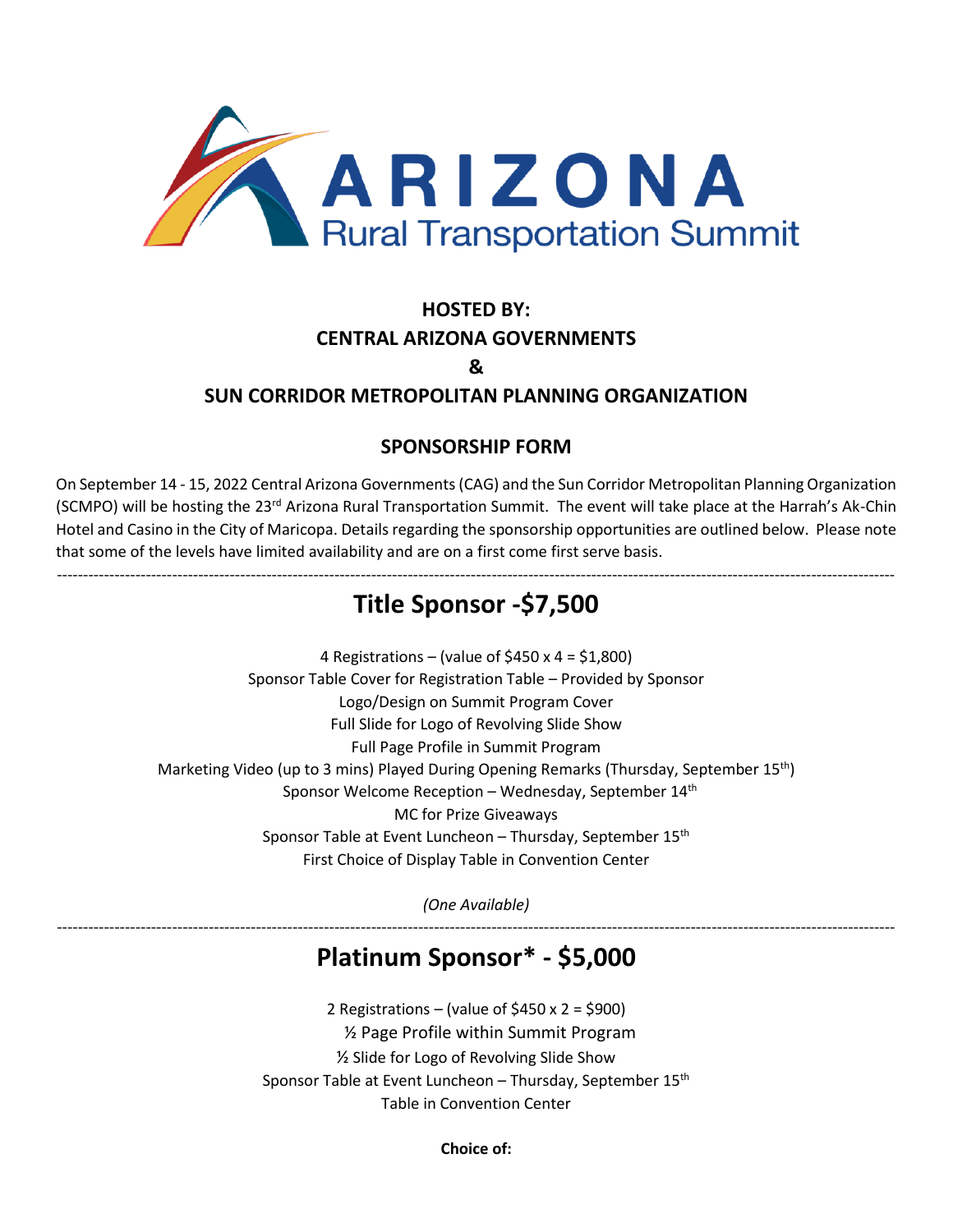# ARIZONA
## Rural Transportation Summit

**HOSTED BY:**
**CENTRAL ARIZONA GOVERNMENTS**
**&**
**SUN CORRIDOR METROPOLITAN PLANNING ORGANIZATION**

**SPONSORSHIP FORM**

On September 14 - 15, 2022 Central Arizona Governments (CAG) and the Sun Corridor Metropolitan Planning Organization (SCMPO) will be hosting the 23rd Arizona Rural Transportation Summit. The event will take place at the Harrah's Ak-Chin Hotel and Casino in the City of Maricopa. Details regarding the sponsorship opportunities are outlined below. Please note that some of the levels have limited availability and are on a first come first serve basis.

---

## Title Sponsor -$7,500

4 Registrations – (value of $450 x 4 = $1,800)
Sponsor Table Cover for Registration Table – Provided by Sponsor
Logo/Design on Summit Program Cover
Full Slide for Logo of Revolving Slide Show
Full Page Profile in Summit Program
Marketing Video (up to 3 mins) Played During Opening Remarks (Thursday, September 15th)
Sponsor Welcome Reception – Wednesday, September 14th
MC for Prize Giveaways
Sponsor Table at Event Luncheon – Thursday, September 15th
First Choice of Display Table in Convention Center

*(One Available)*

---

## Platinum Sponsor* - $5,000

2 Registrations – (value of $450 x 2 = $900)
½ Page Profile within Summit Program
½ Slide for Logo of Revolving Slide Show
Sponsor Table at Event Luncheon – Thursday, September 15th
Table in Convention Center

**Choice of:**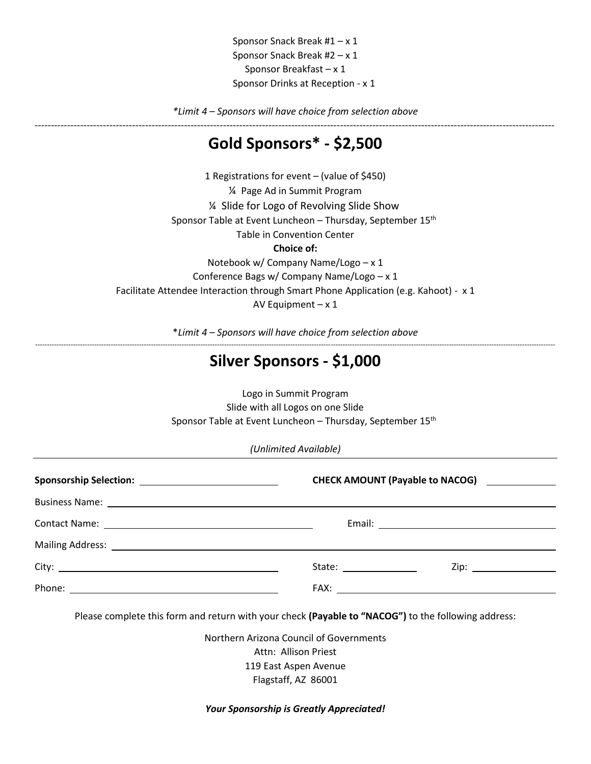Sponsor Snack Break #1 – x 1
Sponsor Snack Break #2 – x 1
Sponsor Breakfast – x 1
Sponsor Drinks at Reception - x 1

*\*Limit 4 – Sponsors will have choice from selection above*

---

## Gold Sponsors* - $2,500

1 Registrations for event – (value of $450)
¼ Page Ad in Summit Program
¼ Slide for Logo of Revolving Slide Show
Sponsor Table at Event Luncheon – Thursday, September 15th
Table in Convention Center

**Choice of:**

Notebook w/ Company Name/Logo – x 1
Conference Bags w/ Company Name/Logo – x 1
Facilitate Attendee Interaction through Smart Phone Application (e.g. Kahoot) - x 1
AV Equipment – x 1

*\*Limit 4 – Sponsors will have choice from selection above*

---

## Silver Sponsors - $1,000

Logo in Summit Program
Slide with all Logos on one Slide
Sponsor Table at Event Luncheon – Thursday, September 15th

*(Unlimited Available)*

---

**Sponsorship Selection:** ____________________ **CHECK AMOUNT (Payable to NACOG)** ____________

Business Name: ____________________________________________

Contact Name: ____________________ Email: ____________________

Mailing Address: ____________________________________________

City: ____________________ State: __________ Zip: __________

Phone: ____________________ FAX: ____________________

Please complete this form and return with your check **(Payable to "NACOG")** to the following address:

Northern Arizona Council of Governments
Attn: Allison Priest
119 East Aspen Avenue
Flagstaff, AZ 86001

***Your Sponsorship is Greatly Appreciated!***